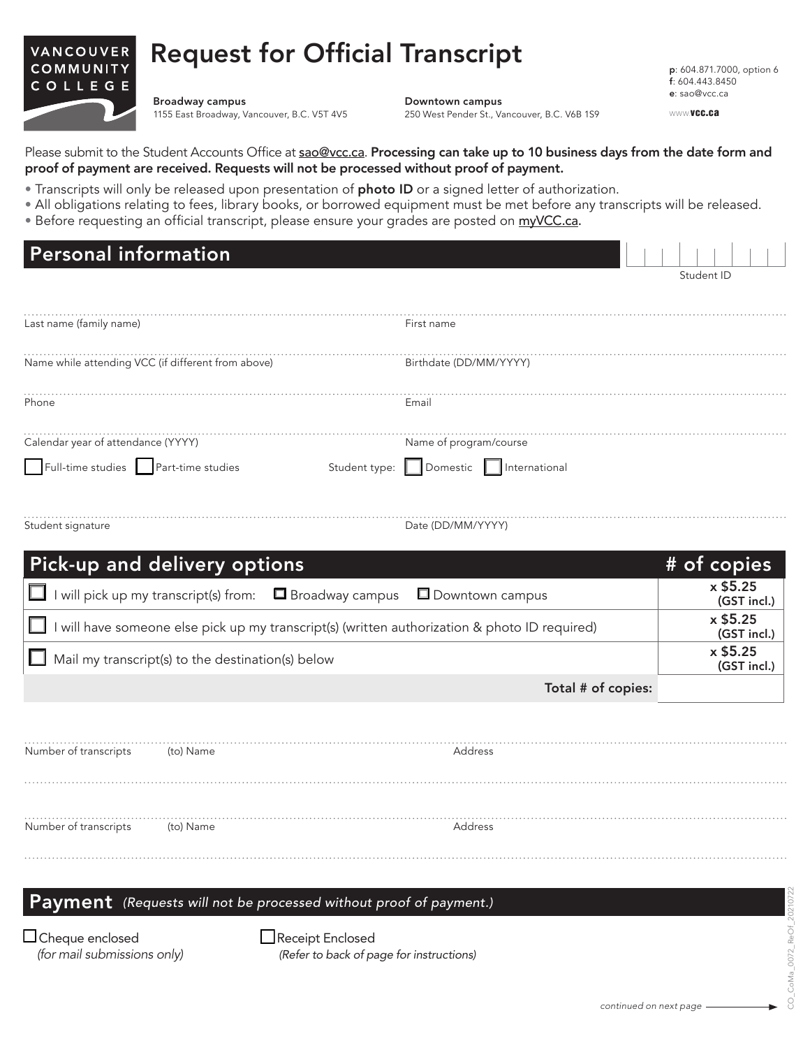VANCOUVER COMMUNITY COLLEGE

# Request for Official Transcript

**Broadway campus**
1155 East Broadway, Vancouver, B.C. V5T 4V5

**Downtown campus**
250 West Pender St., Vancouver, B.C. V6B 1S9

**p**: 604.871.7000, option 6
**f**: 604.443.8450
**e**: sao@vcc.ca

www.**vcc.ca**

Please submit to the Student Accounts Office at sao@vcc.ca. **Processing can take up to 10 business days from the date form and proof of payment are received. Requests will not be processed without proof of payment.**

- Transcripts will only be released upon presentation of **photo ID** or a signed letter of authorization.
- All obligations relating to fees, library books, or borrowed equipment must be met before any transcripts will be released.
- Before requesting an official transcript, please ensure your grades are posted on myVCC.ca.

## Personal information

Student ID: ____________________

Last name (family name): ____________________ First name: ____________________

Name while attending VCC (if different from above): ____________________ Birthdate (DD/MM/YYYY): ____________________

Phone: ____________________ Email: ____________________

Calendar year of attendance (YYYY): ____________________ Name of program/course: ____________________

☐ Full-time studies ☐ Part-time studies Student type: ☐ Domestic ☐ International

Student signature: ____________________ Date (DD/MM/YYYY): ____________________

## Pick-up and delivery options

| Pick-up and delivery options | # of copies |
|---|---|
| ☐ I will pick up my transcript(s) from: ☐ Broadway campus ☐ Downtown campus | x $5.25 (GST incl.) |
| ☐ I will have someone else pick up my transcript(s) (written authorization & photo ID required) | x $5.25 (GST incl.) |
| ☐ Mail my transcript(s) to the destination(s) below | x $5.25 (GST incl.) |
| **Total # of copies:** | |

Number of transcripts: ________ (to) Name: ____________________ Address: ____________________

Number of transcripts: ________ (to) Name: ____________________ Address: ____________________

## Payment *(Requests will not be processed without proof of payment.)*

☐ Cheque enclosed
*(for mail submissions only)*

☐ Receipt Enclosed
*(Refer to back of page for instructions)*

*continued on next page*

CO_CoMa_0072_ReOf_20210722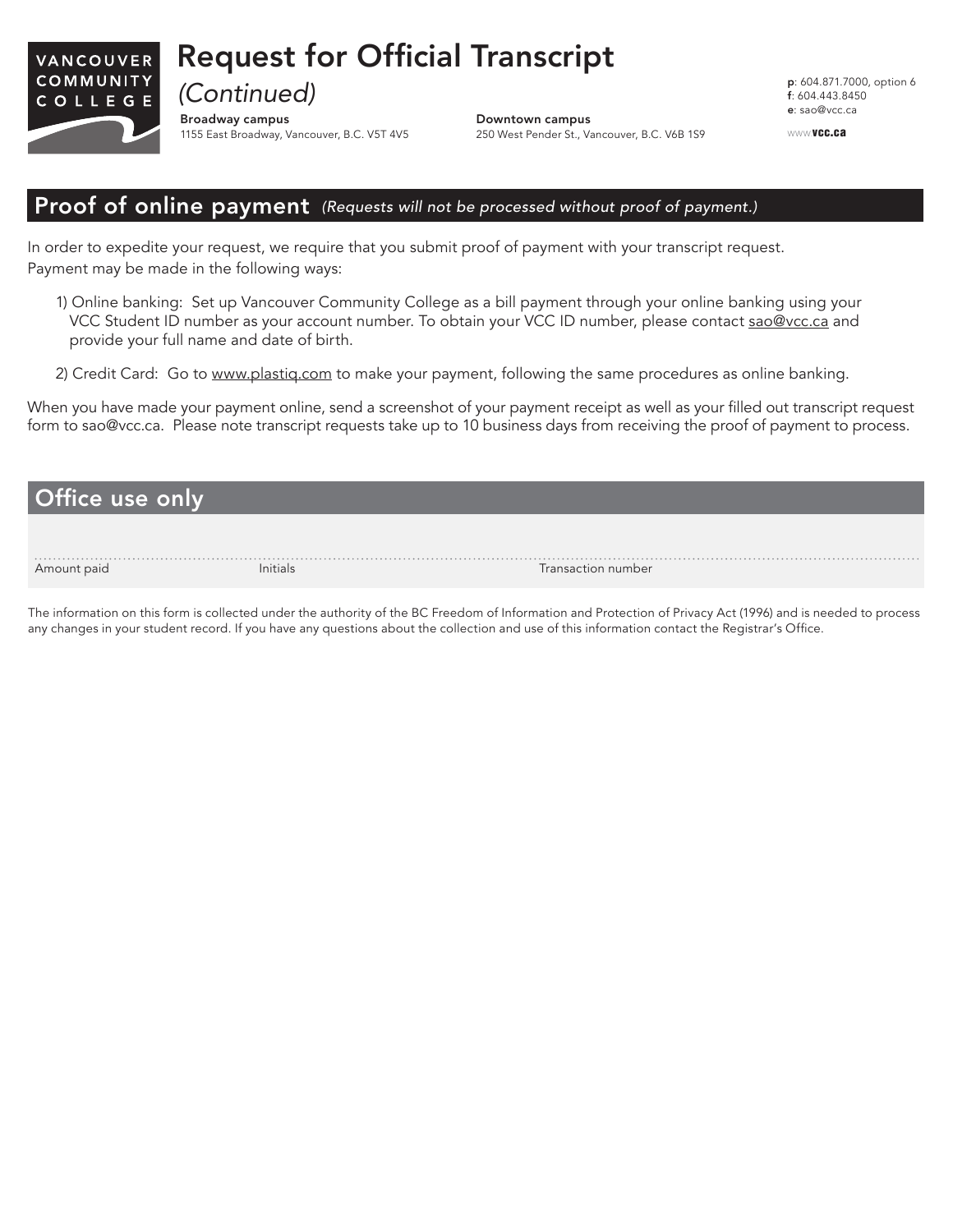VANCOUVER COMMUNITY COLLEGE

# Request for Official Transcript

*(Continued)*

**Broadway campus**
1155 East Broadway, Vancouver, B.C. V5T 4V5

**Downtown campus**
250 West Pender St., Vancouver, B.C. V6B 1S9

**p**: 604.871.7000, option 6
**f**: 604.443.8450
**e**: sao@vcc.ca

www.vcc.ca

## Proof of online payment *(Requests will not be processed without proof of payment.)*

In order to expedite your request, we require that you submit proof of payment with your transcript request.
Payment may be made in the following ways:

1) Online banking: Set up Vancouver Community College as a bill payment through your online banking using your VCC Student ID number as your account number. To obtain your VCC ID number, please contact sao@vcc.ca and provide your full name and date of birth.

2) Credit Card: Go to www.plastiq.com to make your payment, following the same procedures as online banking.

When you have made your payment online, send a screenshot of your payment receipt as well as your filled out transcript request form to sao@vcc.ca. Please note transcript requests take up to 10 business days from receiving the proof of payment to process.

## Office use only

| Amount paid | Initials | Transaction number |
| --- | --- | --- |
| | | |

The information on this form is collected under the authority of the BC Freedom of Information and Protection of Privacy Act (1996) and is needed to process any changes in your student record. If you have any questions about the collection and use of this information contact the Registrar's Office.